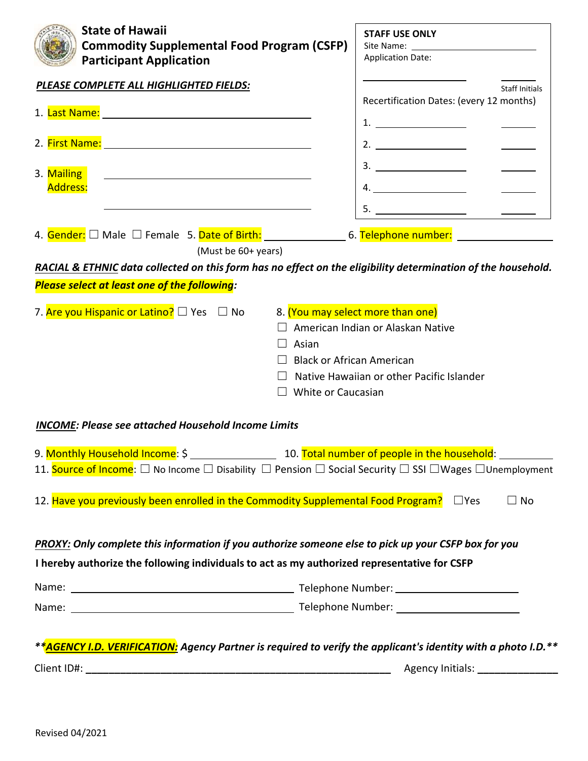# State of Hawaii
# Commodity Supplemental Food Program (CSFP)
# Participant Application

**STAFF USE ONLY**

Site Name: \_\_\_\_\_\_\_\_\_\_\_\_\_\_\_\_\_\_\_\_

Application Date:

\_\_\_\_\_\_\_\_\_\_\_\_\_\_\_\_\_\_\_\_ \_\_\_\_\_\_\_\_ Staff Initials

Recertification Dates: (every 12 months)

1. \_\_\_\_\_\_\_\_\_\_\_\_\_\_\_\_ \_\_\_\_\_\_\_\_
2. \_\_\_\_\_\_\_\_\_\_\_\_\_\_\_\_ \_\_\_\_\_\_\_\_
3. \_\_\_\_\_\_\_\_\_\_\_\_\_\_\_\_ \_\_\_\_\_\_\_\_
4. \_\_\_\_\_\_\_\_\_\_\_\_\_\_\_\_ \_\_\_\_\_\_\_\_
5. \_\_\_\_\_\_\_\_\_\_\_\_\_\_\_\_ \_\_\_\_\_\_\_\_

***PLEASE COMPLETE ALL HIGHLIGHTED FIELDS:***

1. Last Name: \_\_\_\_\_\_\_\_\_\_\_\_\_\_\_\_\_\_\_\_\_\_\_\_\_\_\_\_\_\_
2. First Name: \_\_\_\_\_\_\_\_\_\_\_\_\_\_\_\_\_\_\_\_\_\_\_\_\_\_\_\_\_\_
3. Mailing Address: \_\_\_\_\_\_\_\_\_\_\_\_\_\_\_\_\_\_\_\_\_\_\_\_\_\_\_\_\_\_
   \_\_\_\_\_\_\_\_\_\_\_\_\_\_\_\_\_\_\_\_\_\_\_\_\_\_\_\_\_\_

4. Gender: ☐ Male ☐ Female 5. Date of Birth: \_\_\_\_\_\_\_\_\_\_\_\_ (Must be 60+ years) 6. Telephone number: \_\_\_\_\_\_\_\_\_\_\_\_

***RACIAL & ETHNIC** data collected on this form has no effect on the eligibility determination of the household.*

***Please select at least one of the following:***

7. Are you Hispanic or Latino? ☐ Yes ☐ No

8. (You may select more than one)
   - ☐ American Indian or Alaskan Native
   - ☐ Asian
   - ☐ Black or African American
   - ☐ Native Hawaiian or other Pacific Islander
   - ☐ White or Caucasian

***INCOME**: Please see attached Household Income Limits*

9. Monthly Household Income: $ \_\_\_\_\_\_\_\_\_\_\_\_ 10. Total number of people in the household: \_\_\_\_\_\_\_\_

11. Source of Income: ☐ No Income ☐ Disability ☐ Pension ☐ Social Security ☐ SSI ☐Wages ☐Unemployment

12. Have you previously been enrolled in the Commodity Supplemental Food Program? ☐Yes ☐ No

***PROXY:** Only complete this information if you authorize someone else to pick up your CSFP box for you*

**I hereby authorize the following individuals to act as my authorized representative for CSFP**

Name: \_\_\_\_\_\_\_\_\_\_\_\_\_\_\_\_\_\_\_\_\_\_\_\_\_\_\_\_\_\_ Telephone Number: \_\_\_\_\_\_\_\_\_\_\_\_\_\_\_\_\_\_\_\_

Name: \_\_\_\_\_\_\_\_\_\_\_\_\_\_\_\_\_\_\_\_\_\_\_\_\_\_\_\_\_\_ Telephone Number: \_\_\_\_\_\_\_\_\_\_\_\_\_\_\_\_\_\_\_\_

***\*\*AGENCY I.D. VERIFICATION: Agency Partner is required to verify the applicant's identity with a photo I.D.\*\****

Client ID#: \_\_\_\_\_\_\_\_\_\_\_\_\_\_\_\_\_\_\_\_\_\_\_\_\_\_\_\_\_\_\_\_\_\_\_\_\_\_\_\_ Agency Initials: \_\_\_\_\_\_\_\_\_\_\_\_

Revised 04/2021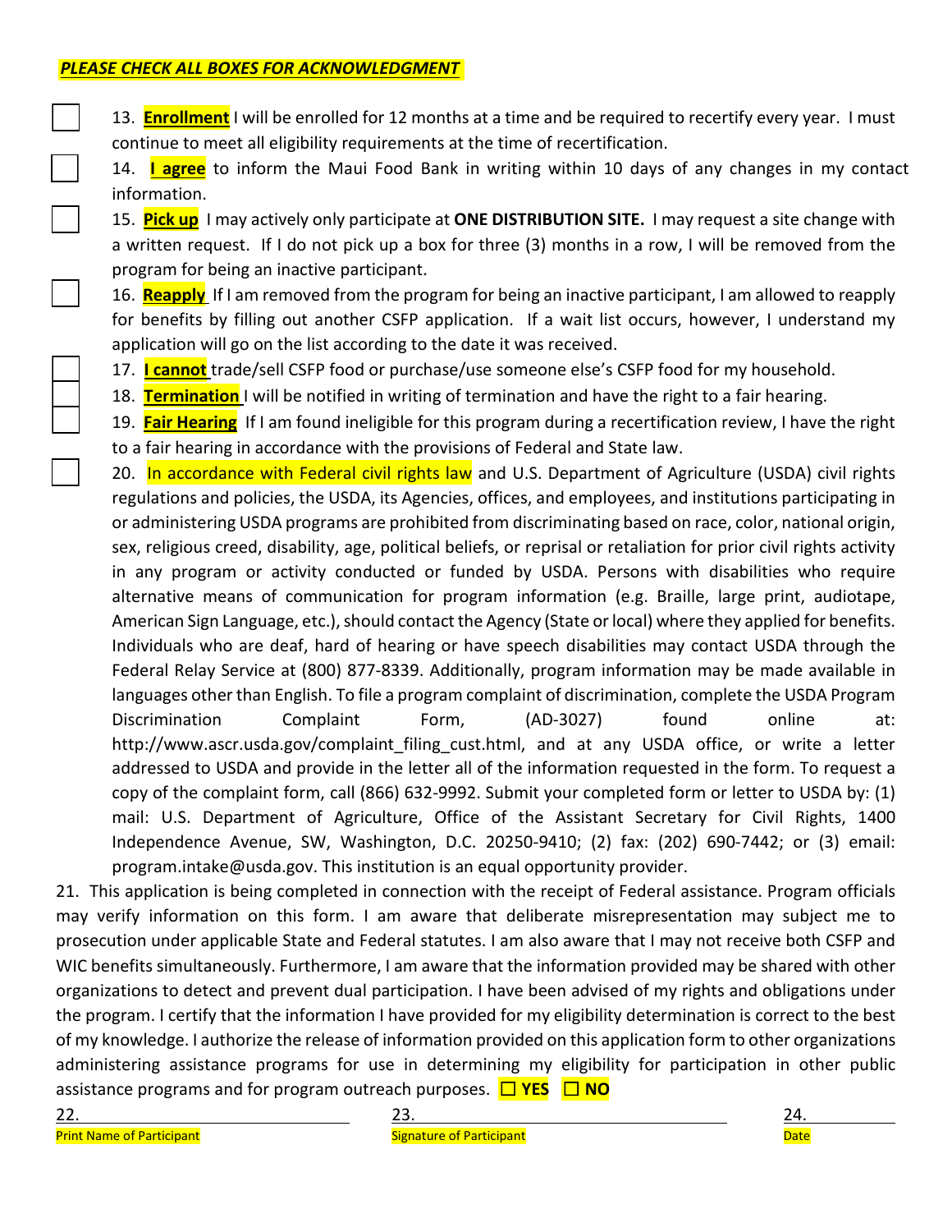***PLEASE CHECK ALL BOXES FOR ACKNOWLEDGMENT***

- ☐ 13. **Enrollment** I will be enrolled for 12 months at a time and be required to recertify every year. I must continue to meet all eligibility requirements at the time of recertification.
- ☐ 14. **I agree** to inform the Maui Food Bank in writing within 10 days of any changes in my contact information.
- ☐ 15. **Pick up** I may actively only participate at **ONE DISTRIBUTION SITE.** I may request a site change with a written request. If I do not pick up a box for three (3) months in a row, I will be removed from the program for being an inactive participant.
- ☐ 16. **Reapply** If I am removed from the program for being an inactive participant, I am allowed to reapply for benefits by filling out another CSFP application. If a wait list occurs, however, I understand my application will go on the list according to the date it was received.
- ☐ 17. **I cannot** trade/sell CSFP food or purchase/use someone else's CSFP food for my household.
- ☐ 18. **Termination** I will be notified in writing of termination and have the right to a fair hearing.
- ☐ 19. **Fair Hearing** If I am found ineligible for this program during a recertification review, I have the right to a fair hearing in accordance with the provisions of Federal and State law.
- ☐ 20. In accordance with Federal civil rights law and U.S. Department of Agriculture (USDA) civil rights regulations and policies, the USDA, its Agencies, offices, and employees, and institutions participating in or administering USDA programs are prohibited from discriminating based on race, color, national origin, sex, religious creed, disability, age, political beliefs, or reprisal or retaliation for prior civil rights activity in any program or activity conducted or funded by USDA. Persons with disabilities who require alternative means of communication for program information (e.g. Braille, large print, audiotape, American Sign Language, etc.), should contact the Agency (State or local) where they applied for benefits. Individuals who are deaf, hard of hearing or have speech disabilities may contact USDA through the Federal Relay Service at (800) 877-8339. Additionally, program information may be made available in languages other than English. To file a program complaint of discrimination, complete the USDA Program Discrimination Complaint Form, (AD-3027) found online at: http://www.ascr.usda.gov/complaint_filing_cust.html, and at any USDA office, or write a letter addressed to USDA and provide in the letter all of the information requested in the form. To request a copy of the complaint form, call (866) 632-9992. Submit your completed form or letter to USDA by: (1) mail: U.S. Department of Agriculture, Office of the Assistant Secretary for Civil Rights, 1400 Independence Avenue, SW, Washington, D.C. 20250-9410; (2) fax: (202) 690-7442; or (3) email: program.intake@usda.gov. This institution is an equal opportunity provider.

21. This application is being completed in connection with the receipt of Federal assistance. Program officials may verify information on this form. I am aware that deliberate misrepresentation may subject me to prosecution under applicable State and Federal statutes. I am also aware that I may not receive both CSFP and WIC benefits simultaneously. Furthermore, I am aware that the information provided may be shared with other organizations to detect and prevent dual participation. I have been advised of my rights and obligations under the program. I certify that the information I have provided for my eligibility determination is correct to the best of my knowledge. I authorize the release of information provided on this application form to other organizations administering assistance programs for use in determining my eligibility for participation in other public assistance programs and for program outreach purposes. **☐ YES** **☐ NO**

| 22. ______________________ | 23. ______________________ | 24. __________ |
|---|---|---|
| Print Name of Participant | Signature of Participant | Date |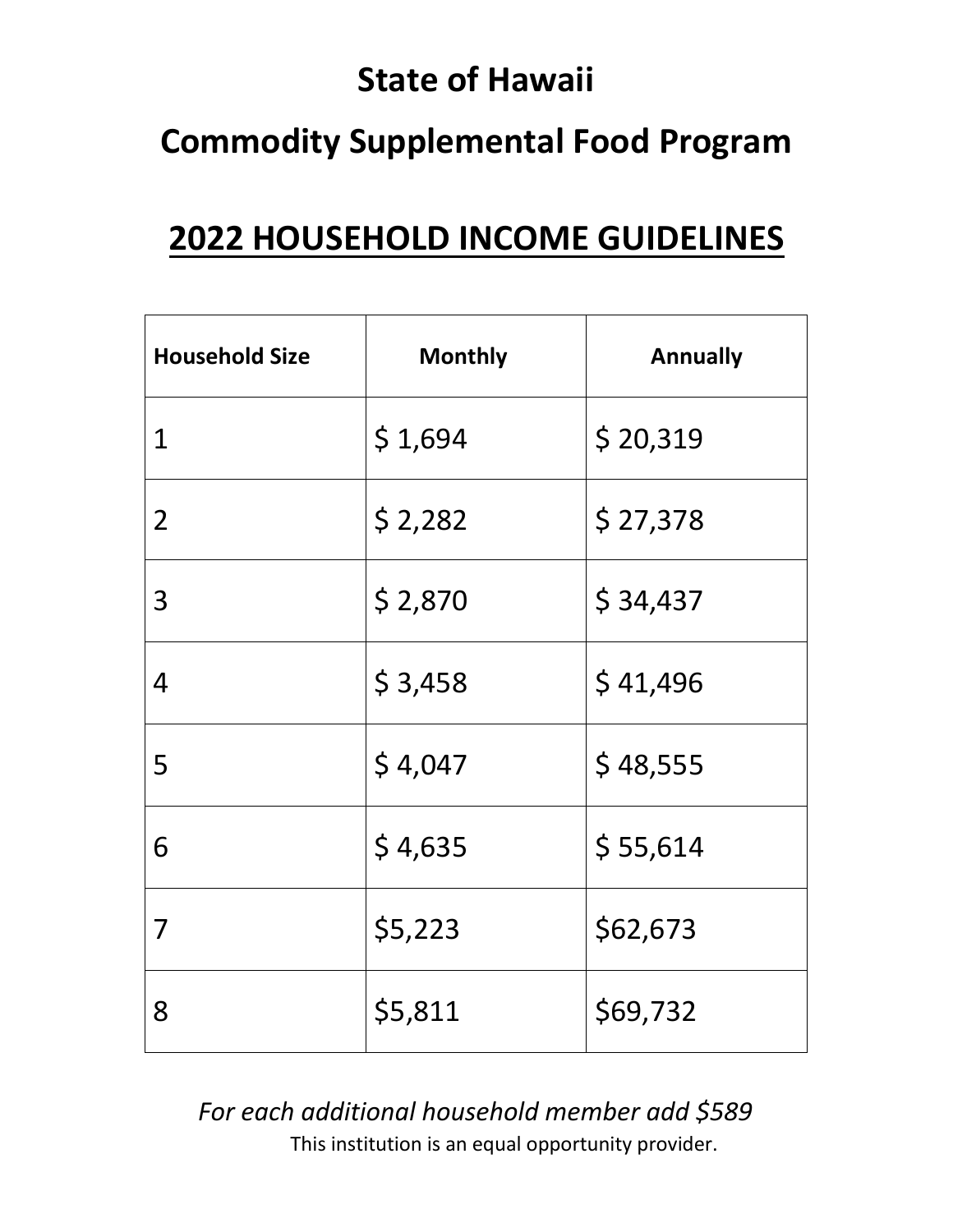# State of Hawaii

# Commodity Supplemental Food Program

## 2022 HOUSEHOLD INCOME GUIDELINES

| Household Size | Monthly | Annually |
|---|---|---|
| 1 | $ 1,694 | $ 20,319 |
| 2 | $ 2,282 | $ 27,378 |
| 3 | $ 2,870 | $ 34,437 |
| 4 | $ 3,458 | $ 41,496 |
| 5 | $ 4,047 | $ 48,555 |
| 6 | $ 4,635 | $ 55,614 |
| 7 | $5,223 | $62,673 |
| 8 | $5,811 | $69,732 |

*For each additional household member add $589*

This institution is an equal opportunity provider.